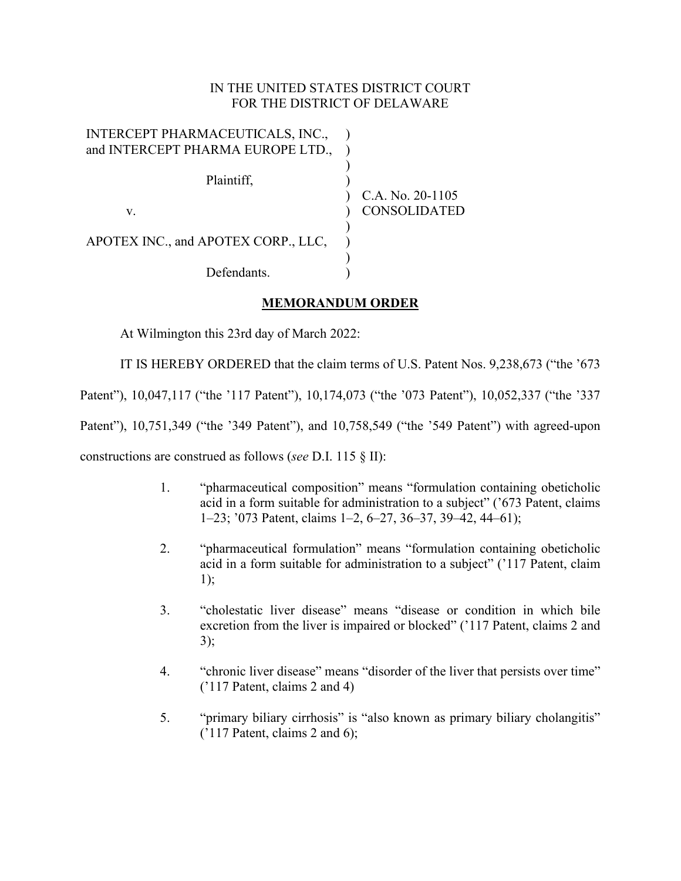IN THE UNITED STATES DISTRICT COURT
FOR THE DISTRICT OF DELAWARE

| | | |
|---|---|---|
| INTERCEPT PHARMACEUTICALS, INC., and INTERCEPT PHARMA EUROPE LTD., | ) | |
| Plaintiff, | ) | |
| v. | ) | C.A. No. 20-1105 CONSOLIDATED |
| APOTEX INC., and APOTEX CORP., LLC, | ) | |
| Defendants. | ) | |

## MEMORANDUM ORDER

At Wilmington this 23rd day of March 2022:

IT IS HEREBY ORDERED that the claim terms of U.S. Patent Nos. 9,238,673 ("the '673 Patent"), 10,047,117 ("the '117 Patent"), 10,174,073 ("the '073 Patent"), 10,052,337 ("the '337 Patent"), 10,751,349 ("the '349 Patent"), and 10,758,549 ("the '549 Patent") with agreed-upon constructions are construed as follows (*see* D.I. 115 § II):

1. "pharmaceutical composition" means "formulation containing obeticholic acid in a form suitable for administration to a subject" ('673 Patent, claims 1–23; '073 Patent, claims 1–2, 6–27, 36–37, 39–42, 44–61);

2. "pharmaceutical formulation" means "formulation containing obeticholic acid in a form suitable for administration to a subject" ('117 Patent, claim 1);

3. "cholestatic liver disease" means "disease or condition in which bile excretion from the liver is impaired or blocked" ('117 Patent, claims 2 and 3);

4. "chronic liver disease" means "disorder of the liver that persists over time" ('117 Patent, claims 2 and 4)

5. "primary biliary cirrhosis" is "also known as primary biliary cholangitis" ('117 Patent, claims 2 and 6);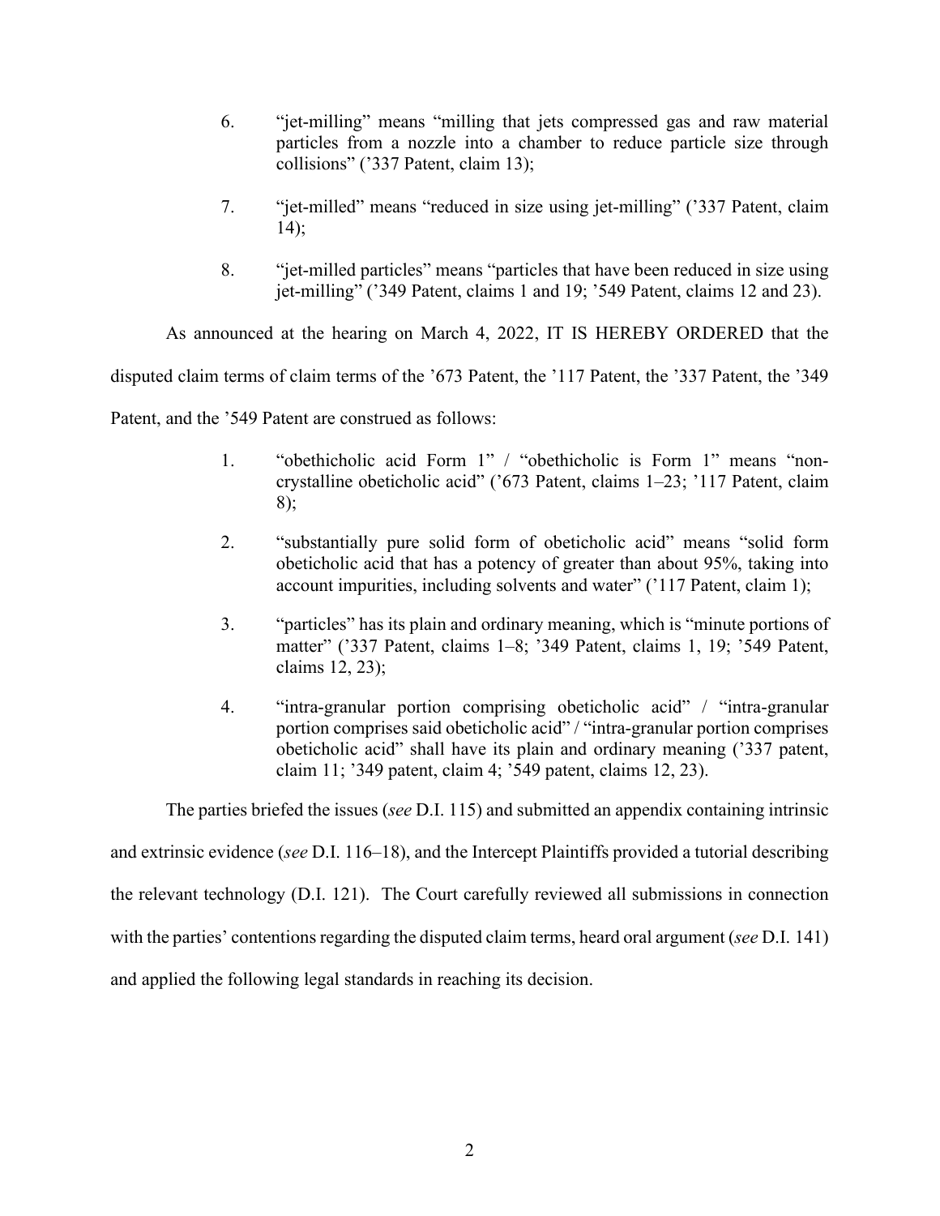6. "jet-milling" means "milling that jets compressed gas and raw material particles from a nozzle into a chamber to reduce particle size through collisions" ('337 Patent, claim 13);

7. "jet-milled" means "reduced in size using jet-milling" ('337 Patent, claim 14);

8. "jet-milled particles" means "particles that have been reduced in size using jet-milling" ('349 Patent, claims 1 and 19; '549 Patent, claims 12 and 23).

As announced at the hearing on March 4, 2022, IT IS HEREBY ORDERED that the disputed claim terms of claim terms of the '673 Patent, the '117 Patent, the '337 Patent, the '349 Patent, and the '549 Patent are construed as follows:

1. "obethicholic acid Form 1" / "obethicholic is Form 1" means "non-crystalline obeticholic acid" ('673 Patent, claims 1–23; '117 Patent, claim 8);

2. "substantially pure solid form of obeticholic acid" means "solid form obeticholic acid that has a potency of greater than about 95%, taking into account impurities, including solvents and water" ('117 Patent, claim 1);

3. "particles" has its plain and ordinary meaning, which is "minute portions of matter" ('337 Patent, claims 1–8; '349 Patent, claims 1, 19; '549 Patent, claims 12, 23);

4. "intra-granular portion comprising obeticholic acid" / "intra-granular portion comprises said obeticholic acid" / "intra-granular portion comprises obeticholic acid" shall have its plain and ordinary meaning ('337 patent, claim 11; '349 patent, claim 4; '549 patent, claims 12, 23).

The parties briefed the issues (*see* D.I. 115) and submitted an appendix containing intrinsic and extrinsic evidence (*see* D.I. 116–18), and the Intercept Plaintiffs provided a tutorial describing the relevant technology (D.I. 121). The Court carefully reviewed all submissions in connection with the parties' contentions regarding the disputed claim terms, heard oral argument (*see* D.I. 141) and applied the following legal standards in reaching its decision.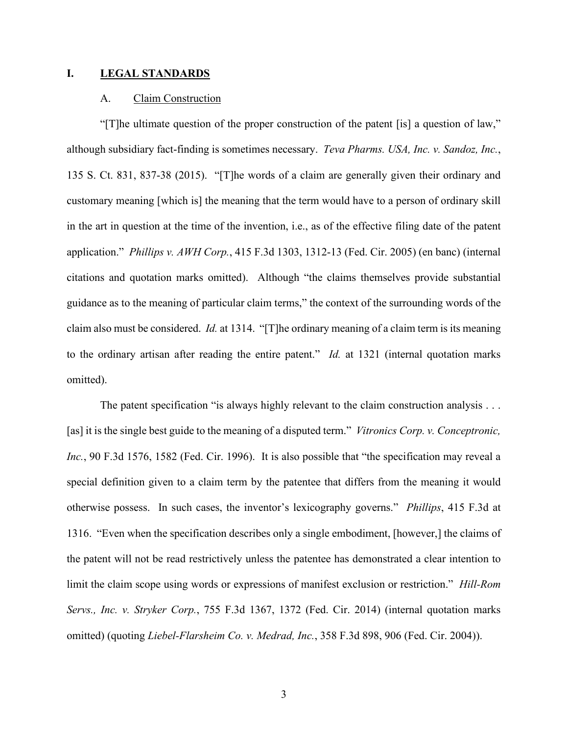# I. LEGAL STANDARDS

## A. Claim Construction

"[T]he ultimate question of the proper construction of the patent [is] a question of law," although subsidiary fact-finding is sometimes necessary. *Teva Pharms. USA, Inc. v. Sandoz, Inc.*, 135 S. Ct. 831, 837-38 (2015). "[T]he words of a claim are generally given their ordinary and customary meaning [which is] the meaning that the term would have to a person of ordinary skill in the art in question at the time of the invention, i.e., as of the effective filing date of the patent application." *Phillips v. AWH Corp.*, 415 F.3d 1303, 1312-13 (Fed. Cir. 2005) (en banc) (internal citations and quotation marks omitted). Although "the claims themselves provide substantial guidance as to the meaning of particular claim terms," the context of the surrounding words of the claim also must be considered. *Id.* at 1314. "[T]he ordinary meaning of a claim term is its meaning to the ordinary artisan after reading the entire patent." *Id.* at 1321 (internal quotation marks omitted).

The patent specification "is always highly relevant to the claim construction analysis . . . [as] it is the single best guide to the meaning of a disputed term." *Vitronics Corp. v. Conceptronic, Inc.*, 90 F.3d 1576, 1582 (Fed. Cir. 1996). It is also possible that "the specification may reveal a special definition given to a claim term by the patentee that differs from the meaning it would otherwise possess. In such cases, the inventor's lexicography governs." *Phillips*, 415 F.3d at 1316. "Even when the specification describes only a single embodiment, [however,] the claims of the patent will not be read restrictively unless the patentee has demonstrated a clear intention to limit the claim scope using words or expressions of manifest exclusion or restriction." *Hill-Rom Servs., Inc. v. Stryker Corp.*, 755 F.3d 1367, 1372 (Fed. Cir. 2014) (internal quotation marks omitted) (quoting *Liebel-Flarsheim Co. v. Medrad, Inc.*, 358 F.3d 898, 906 (Fed. Cir. 2004)).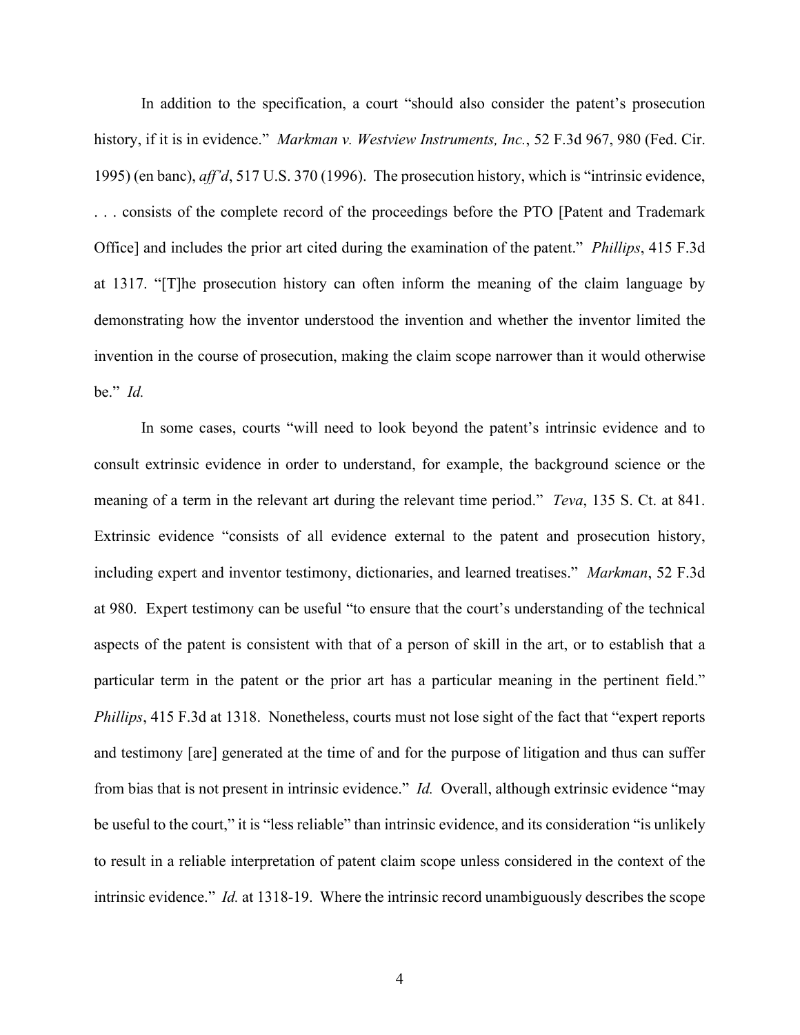In addition to the specification, a court "should also consider the patent's prosecution history, if it is in evidence." *Markman v. Westview Instruments, Inc.*, 52 F.3d 967, 980 (Fed. Cir. 1995) (en banc), *aff'd*, 517 U.S. 370 (1996). The prosecution history, which is "intrinsic evidence, . . . consists of the complete record of the proceedings before the PTO [Patent and Trademark Office] and includes the prior art cited during the examination of the patent." *Phillips*, 415 F.3d at 1317. "[T]he prosecution history can often inform the meaning of the claim language by demonstrating how the inventor understood the invention and whether the inventor limited the invention in the course of prosecution, making the claim scope narrower than it would otherwise be." *Id.*

In some cases, courts "will need to look beyond the patent's intrinsic evidence and to consult extrinsic evidence in order to understand, for example, the background science or the meaning of a term in the relevant art during the relevant time period." *Teva*, 135 S. Ct. at 841. Extrinsic evidence "consists of all evidence external to the patent and prosecution history, including expert and inventor testimony, dictionaries, and learned treatises." *Markman*, 52 F.3d at 980. Expert testimony can be useful "to ensure that the court's understanding of the technical aspects of the patent is consistent with that of a person of skill in the art, or to establish that a particular term in the patent or the prior art has a particular meaning in the pertinent field." *Phillips*, 415 F.3d at 1318. Nonetheless, courts must not lose sight of the fact that "expert reports and testimony [are] generated at the time of and for the purpose of litigation and thus can suffer from bias that is not present in intrinsic evidence." *Id.* Overall, although extrinsic evidence "may be useful to the court," it is "less reliable" than intrinsic evidence, and its consideration "is unlikely to result in a reliable interpretation of patent claim scope unless considered in the context of the intrinsic evidence." *Id.* at 1318-19. Where the intrinsic record unambiguously describes the scope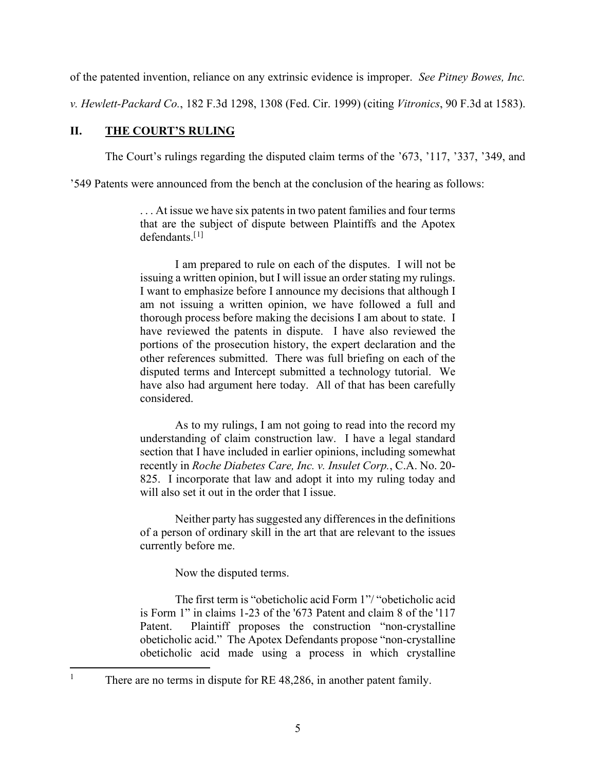of the patented invention, reliance on any extrinsic evidence is improper. *See Pitney Bowes, Inc. v. Hewlett-Packard Co.*, 182 F.3d 1298, 1308 (Fed. Cir. 1999) (citing *Vitronics*, 90 F.3d at 1583).

## II. THE COURT'S RULING

The Court's rulings regarding the disputed claim terms of the '673, '117, '337, '349, and '549 Patents were announced from the bench at the conclusion of the hearing as follows:

> . . . At issue we have six patents in two patent families and four terms that are the subject of dispute between Plaintiffs and the Apotex defendants.[1]
>
> I am prepared to rule on each of the disputes. I will not be issuing a written opinion, but I will issue an order stating my rulings. I want to emphasize before I announce my decisions that although I am not issuing a written opinion, we have followed a full and thorough process before making the decisions I am about to state. I have reviewed the patents in dispute. I have also reviewed the portions of the prosecution history, the expert declaration and the other references submitted. There was full briefing on each of the disputed terms and Intercept submitted a technology tutorial. We have also had argument here today. All of that has been carefully considered.
>
> As to my rulings, I am not going to read into the record my understanding of claim construction law. I have a legal standard section that I have included in earlier opinions, including somewhat recently in *Roche Diabetes Care, Inc. v. Insulet Corp.*, C.A. No. 20-825. I incorporate that law and adopt it into my ruling today and will also set it out in the order that I issue.
>
> Neither party has suggested any differences in the definitions of a person of ordinary skill in the art that are relevant to the issues currently before me.
>
> Now the disputed terms.
>
> The first term is "obeticholic acid Form 1"/ "obeticholic acid is Form 1" in claims 1-23 of the '673 Patent and claim 8 of the '117 Patent. Plaintiff proposes the construction "non-crystalline obeticholic acid." The Apotex Defendants propose "non-crystalline obeticholic acid made using a process in which crystalline

[1] There are no terms in dispute for RE 48,286, in another patent family.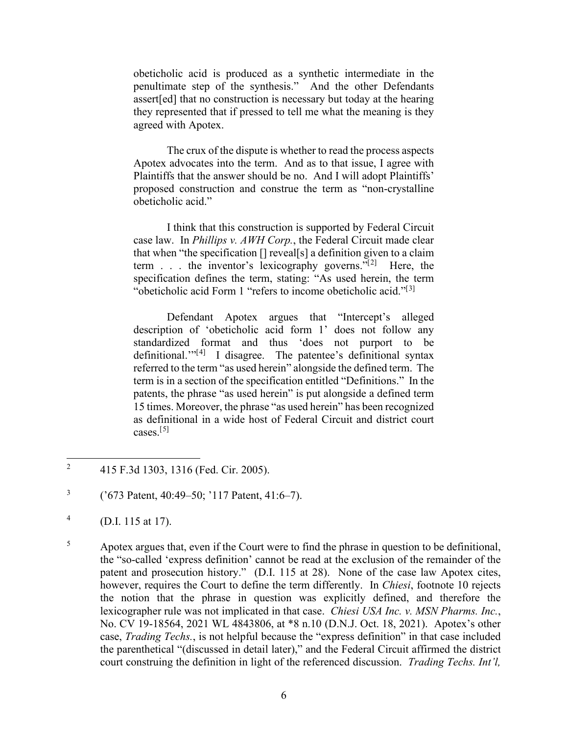obeticholic acid is produced as a synthetic intermediate in the penultimate step of the synthesis." And the other Defendants assert[ed] that no construction is necessary but today at the hearing they represented that if pressed to tell me what the meaning is they agreed with Apotex.

The crux of the dispute is whether to read the process aspects Apotex advocates into the term. And as to that issue, I agree with Plaintiffs that the answer should be no. And I will adopt Plaintiffs' proposed construction and construe the term as "non-crystalline obeticholic acid."

I think that this construction is supported by Federal Circuit case law. In *Phillips v. AWH Corp.*, the Federal Circuit made clear that when "the specification [] reveal[s] a definition given to a claim term . . . the inventor's lexicography governs."[2] Here, the specification defines the term, stating: "As used herein, the term "obeticholic acid Form 1 "refers to income obeticholic acid."[3]

Defendant Apotex argues that "Intercept's alleged description of 'obeticholic acid form 1' does not follow any standardized format and thus 'does not purport to be definitional.'"[4] I disagree. The patentee's definitional syntax referred to the term "as used herein" alongside the defined term. The term is in a section of the specification entitled "Definitions." In the patents, the phrase "as used herein" is put alongside a defined term 15 times. Moreover, the phrase "as used herein" has been recognized as definitional in a wide host of Federal Circuit and district court cases.[5]

---

2 415 F.3d 1303, 1316 (Fed. Cir. 2005).

3 ('673 Patent, 40:49–50; '117 Patent, 41:6–7).

4 (D.I. 115 at 17).

5 Apotex argues that, even if the Court were to find the phrase in question to be definitional, the "so-called 'express definition' cannot be read at the exclusion of the remainder of the patent and prosecution history." (D.I. 115 at 28). None of the case law Apotex cites, however, requires the Court to define the term differently. In *Chiesi*, footnote 10 rejects the notion that the phrase in question was explicitly defined, and therefore the lexicographer rule was not implicated in that case. *Chiesi USA Inc. v. MSN Pharms. Inc.*, No. CV 19-18564, 2021 WL 4843806, at *8 n.10 (D.N.J. Oct. 18, 2021). Apotex's other case, *Trading Techs.*, is not helpful because the "express definition" in that case included the parenthetical "(discussed in detail later)," and the Federal Circuit affirmed the district court construing the definition in light of the referenced discussion. *Trading Techs. Int'l,*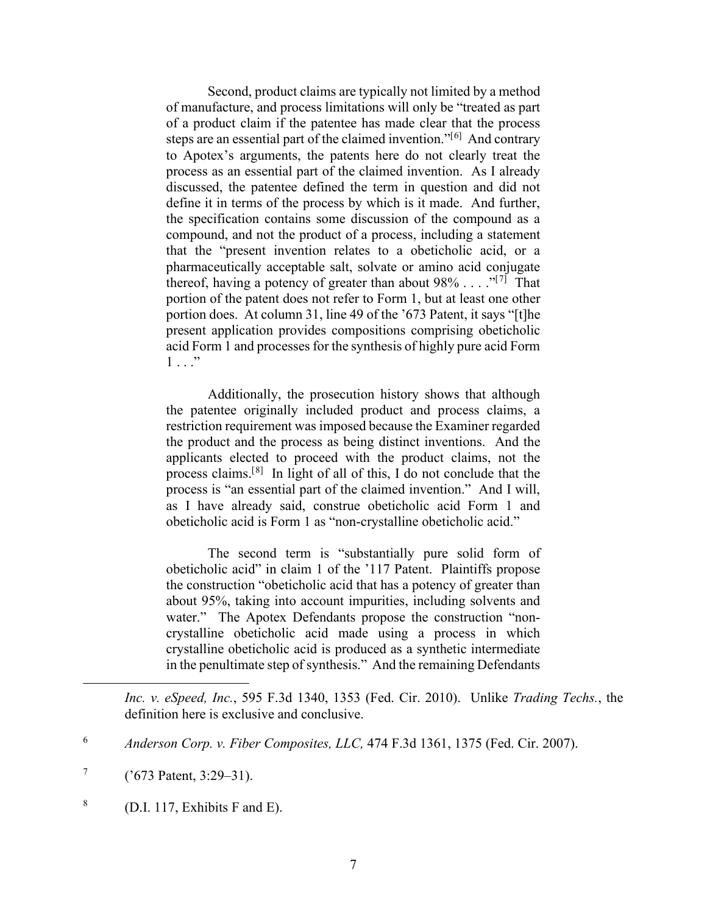Second, product claims are typically not limited by a method of manufacture, and process limitations will only be "treated as part of a product claim if the patentee has made clear that the process steps are an essential part of the claimed invention."[6] And contrary to Apotex's arguments, the patents here do not clearly treat the process as an essential part of the claimed invention. As I already discussed, the patentee defined the term in question and did not define it in terms of the process by which is it made. And further, the specification contains some discussion of the compound as a compound, and not the product of a process, including a statement that the "present invention relates to a obeticholic acid, or a pharmaceutically acceptable salt, solvate or amino acid conjugate thereof, having a potency of greater than about 98% . . . ."[7] That portion of the patent does not refer to Form 1, but at least one other portion does. At column 31, line 49 of the '673 Patent, it says "[t]he present application provides compositions comprising obeticholic acid Form 1 and processes for the synthesis of highly pure acid Form 1 . . ."

Additionally, the prosecution history shows that although the patentee originally included product and process claims, a restriction requirement was imposed because the Examiner regarded the product and the process as being distinct inventions. And the applicants elected to proceed with the product claims, not the process claims.[8] In light of all of this, I do not conclude that the process is "an essential part of the claimed invention." And I will, as I have already said, construe obeticholic acid Form 1 and obeticholic acid is Form 1 as "non-crystalline obeticholic acid."

The second term is "substantially pure solid form of obeticholic acid" in claim 1 of the '117 Patent. Plaintiffs propose the construction "obeticholic acid that has a potency of greater than about 95%, taking into account impurities, including solvents and water." The Apotex Defendants propose the construction "non-crystalline obeticholic acid made using a process in which crystalline obeticholic acid is produced as a synthetic intermediate in the penultimate step of synthesis." And the remaining Defendants

---

*Inc. v. eSpeed, Inc.*, 595 F.3d 1340, 1353 (Fed. Cir. 2010). Unlike *Trading Techs.*, the definition here is exclusive and conclusive.

[6] *Anderson Corp. v. Fiber Composites, LLC,* 474 F.3d 1361, 1375 (Fed. Cir. 2007).

[7] ('673 Patent, 3:29–31).

[8] (D.I. 117, Exhibits F and E).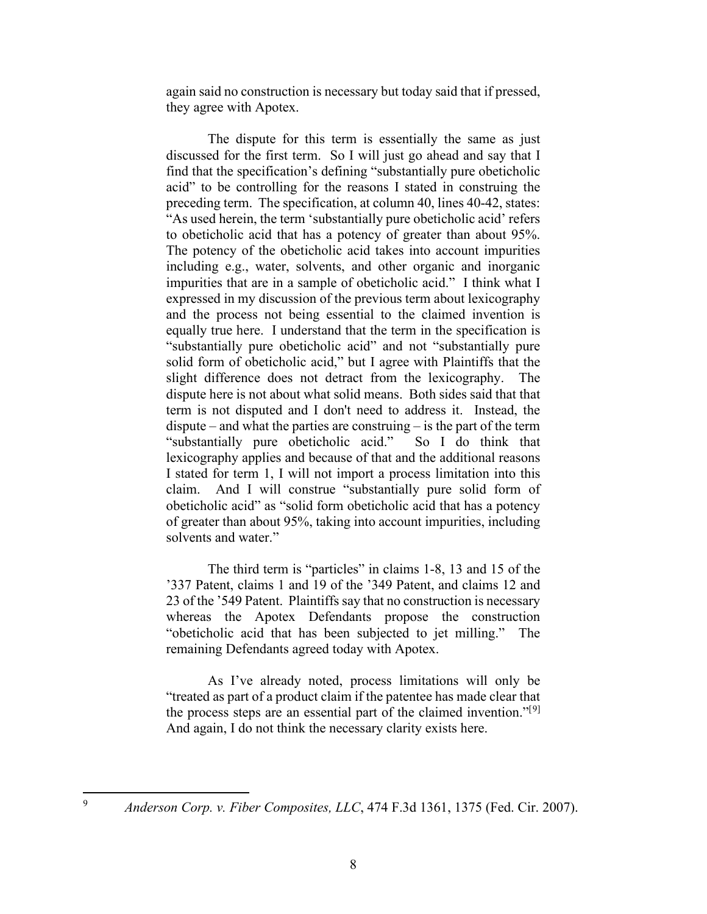again said no construction is necessary but today said that if pressed, they agree with Apotex.

The dispute for this term is essentially the same as just discussed for the first term. So I will just go ahead and say that I find that the specification's defining "substantially pure obeticholic acid" to be controlling for the reasons I stated in construing the preceding term. The specification, at column 40, lines 40-42, states: "As used herein, the term 'substantially pure obeticholic acid' refers to obeticholic acid that has a potency of greater than about 95%. The potency of the obeticholic acid takes into account impurities including e.g., water, solvents, and other organic and inorganic impurities that are in a sample of obeticholic acid." I think what I expressed in my discussion of the previous term about lexicography and the process not being essential to the claimed invention is equally true here. I understand that the term in the specification is "substantially pure obeticholic acid" and not "substantially pure solid form of obeticholic acid," but I agree with Plaintiffs that the slight difference does not detract from the lexicography. The dispute here is not about what solid means. Both sides said that that term is not disputed and I don't need to address it. Instead, the dispute – and what the parties are construing – is the part of the term "substantially pure obeticholic acid." So I do think that lexicography applies and because of that and the additional reasons I stated for term 1, I will not import a process limitation into this claim. And I will construe "substantially pure solid form of obeticholic acid" as "solid form obeticholic acid that has a potency of greater than about 95%, taking into account impurities, including solvents and water."

The third term is "particles" in claims 1-8, 13 and 15 of the '337 Patent, claims 1 and 19 of the '349 Patent, and claims 12 and 23 of the '549 Patent. Plaintiffs say that no construction is necessary whereas the Apotex Defendants propose the construction "obeticholic acid that has been subjected to jet milling." The remaining Defendants agreed today with Apotex.

As I've already noted, process limitations will only be "treated as part of a product claim if the patentee has made clear that the process steps are an essential part of the claimed invention."[9] And again, I do not think the necessary clarity exists here.

---

[9] *Anderson Corp. v. Fiber Composites, LLC*, 474 F.3d 1361, 1375 (Fed. Cir. 2007).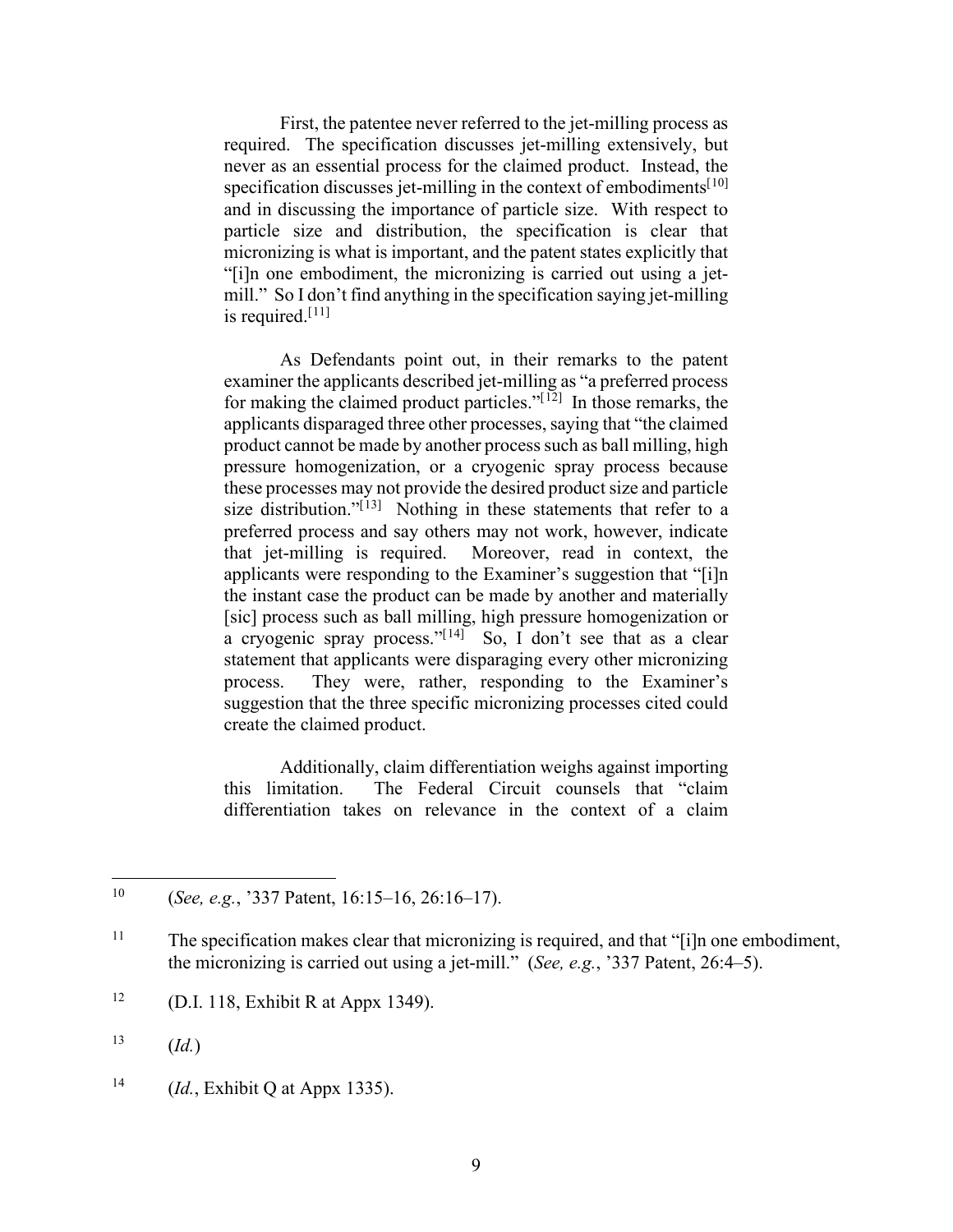First, the patentee never referred to the jet-milling process as required. The specification discusses jet-milling extensively, but never as an essential process for the claimed product. Instead, the specification discusses jet-milling in the context of embodiments[10] and in discussing the importance of particle size. With respect to particle size and distribution, the specification is clear that micronizing is what is important, and the patent states explicitly that "[i]n one embodiment, the micronizing is carried out using a jet-mill." So I don't find anything in the specification saying jet-milling is required.[11]

As Defendants point out, in their remarks to the patent examiner the applicants described jet-milling as "a preferred process for making the claimed product particles."[12] In those remarks, the applicants disparaged three other processes, saying that "the claimed product cannot be made by another process such as ball milling, high pressure homogenization, or a cryogenic spray process because these processes may not provide the desired product size and particle size distribution."[13] Nothing in these statements that refer to a preferred process and say others may not work, however, indicate that jet-milling is required. Moreover, read in context, the applicants were responding to the Examiner's suggestion that "[i]n the instant case the product can be made by another and materially [sic] process such as ball milling, high pressure homogenization or a cryogenic spray process."[14] So, I don't see that as a clear statement that applicants were disparaging every other micronizing process. They were, rather, responding to the Examiner's suggestion that the three specific micronizing processes cited could create the claimed product.

Additionally, claim differentiation weighs against importing this limitation. The Federal Circuit counsels that "claim differentiation takes on relevance in the context of a claim

---

[10] (*See, e.g.*, '337 Patent, 16:15–16, 26:16–17).

[11] The specification makes clear that micronizing is required, and that "[i]n one embodiment, the micronizing is carried out using a jet-mill." (*See, e.g.*, '337 Patent, 26:4–5).

[12] (D.I. 118, Exhibit R at Appx 1349).

[13] (*Id.*)

[14] (*Id.*, Exhibit Q at Appx 1335).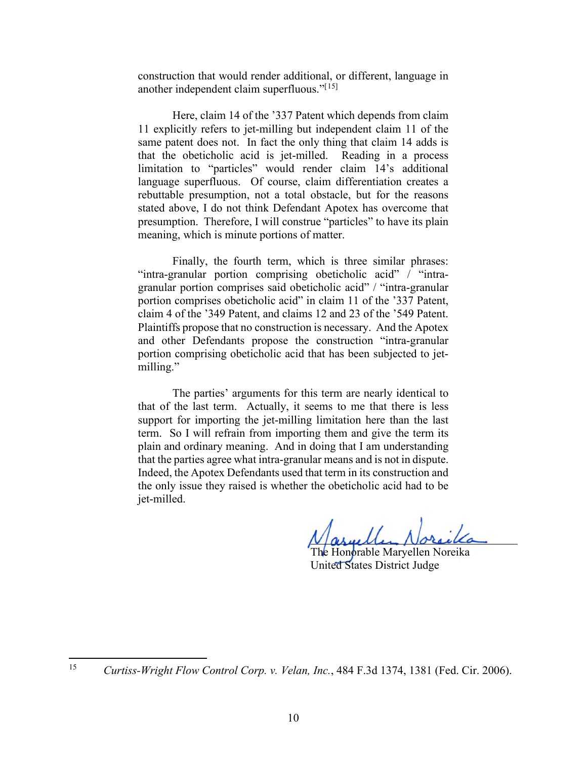construction that would render additional, or different, language in another independent claim superfluous."[15]

Here, claim 14 of the '337 Patent which depends from claim 11 explicitly refers to jet-milling but independent claim 11 of the same patent does not. In fact the only thing that claim 14 adds is that the obeticholic acid is jet-milled. Reading in a process limitation to "particles" would render claim 14's additional language superfluous. Of course, claim differentiation creates a rebuttable presumption, not a total obstacle, but for the reasons stated above, I do not think Defendant Apotex has overcome that presumption. Therefore, I will construe "particles" to have its plain meaning, which is minute portions of matter.

Finally, the fourth term, which is three similar phrases: "intra-granular portion comprising obeticholic acid" / "intra-granular portion comprises said obeticholic acid" / "intra-granular portion comprises obeticholic acid" in claim 11 of the '337 Patent, claim 4 of the '349 Patent, and claims 12 and 23 of the '549 Patent. Plaintiffs propose that no construction is necessary. And the Apotex and other Defendants propose the construction "intra-granular portion comprising obeticholic acid that has been subjected to jet-milling."

The parties' arguments for this term are nearly identical to that of the last term. Actually, it seems to me that there is less support for importing the jet-milling limitation here than the last term. So I will refrain from importing them and give the term its plain and ordinary meaning. And in doing that I am understanding that the parties agree what intra-granular means and is not in dispute. Indeed, the Apotex Defendants used that term in its construction and the only issue they raised is whether the obeticholic acid had to be jet-milled.

The Honorable Maryellen Noreika
United States District Judge

---

15 *Curtiss-Wright Flow Control Corp. v. Velan, Inc.*, 484 F.3d 1374, 1381 (Fed. Cir. 2006).